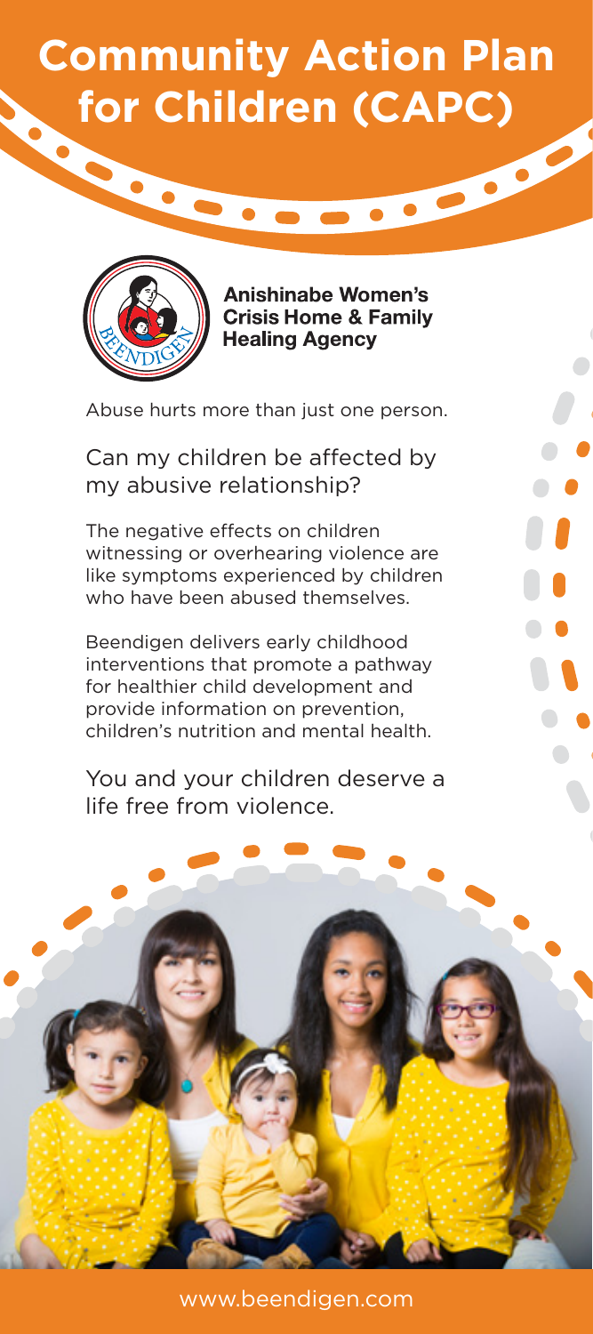# Community Action Plan for Children (CAPC)

BEENDIGEN

**Anishinabe Women's Crisis Home & Family Healing Agency**

Abuse hurts more than just one person.

## Can my children be affected by my abusive relationship?

The negative effects on children witnessing or overhearing violence are like symptoms experienced by children who have been abused themselves.

Beendigen delivers early childhood interventions that promote a pathway for healthier child development and provide information on prevention, children's nutrition and mental health.

You and your children deserve a life free from violence.

www.beendigen.com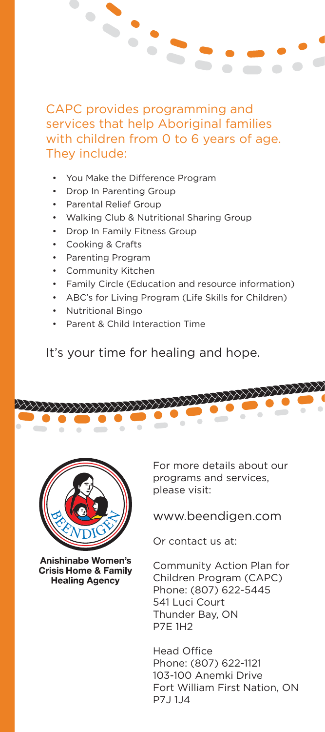CAPC provides programming and services that help Aboriginal families with children from 0 to 6 years of age. They include:

- You Make the Difference Program
- Drop In Parenting Group
- Parental Relief Group
- Walking Club & Nutritional Sharing Group
- Drop In Family Fitness Group
- Cooking & Crafts
- Parenting Program
- Community Kitchen
- Family Circle (Education and resource information)
- ABC's for Living Program (Life Skills for Children)
- Nutritional Bingo
- Parent & Child Interaction Time

It's your time for healing and hope.

BEENDIGEN

**Anishinabe Women's Crisis Home & Family Healing Agency**

For more details about our programs and services, please visit:

www.beendigen.com

Or contact us at:

Community Action Plan for Children Program (CAPC)
Phone: (807) 622-5445
541 Luci Court
Thunder Bay, ON
P7E 1H2

Head Office
Phone: (807) 622-1121
103-100 Anemki Drive
Fort William First Nation, ON
P7J 1J4